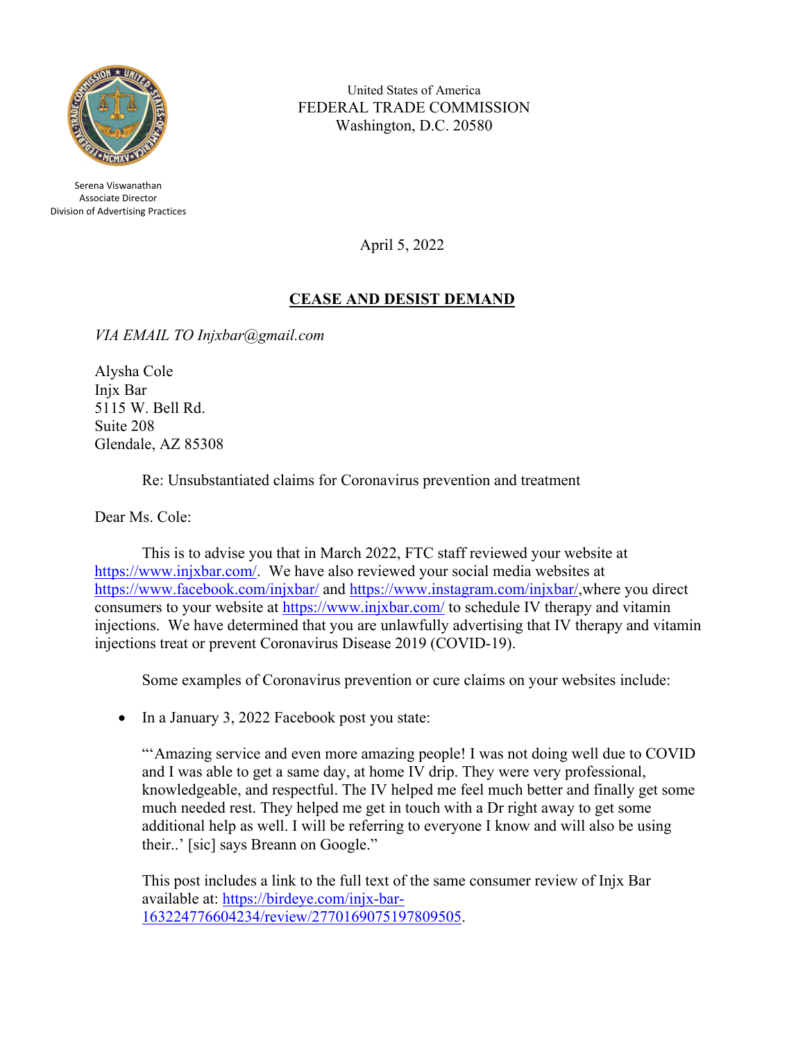United States of America
FEDERAL TRADE COMMISSION
Washington, D.C. 20580

Serena Viswanathan
Associate Director
Division of Advertising Practices

April 5, 2022

## CEASE AND DESIST DEMAND

*VIA EMAIL TO Injxbar@gmail.com*

Alysha Cole
Injx Bar
5115 W. Bell Rd.
Suite 208
Glendale, AZ 85308

Re: Unsubstantiated claims for Coronavirus prevention and treatment

Dear Ms. Cole:

This is to advise you that in March 2022, FTC staff reviewed your website at https://www.injxbar.com/. We have also reviewed your social media websites at https://www.facebook.com/injxbar/ and https://www.instagram.com/injxbar/,where you direct consumers to your website at https://www.injxbar.com/ to schedule IV therapy and vitamin injections. We have determined that you are unlawfully advertising that IV therapy and vitamin injections treat or prevent Coronavirus Disease 2019 (COVID-19).

Some examples of Coronavirus prevention or cure claims on your websites include:

- In a January 3, 2022 Facebook post you state:

  "'Amazing service and even more amazing people! I was not doing well due to COVID and I was able to get a same day, at home IV drip. They were very professional, knowledgeable, and respectful. The IV helped me feel much better and finally get some much needed rest. They helped me get in touch with a Dr right away to get some additional help as well. I will be referring to everyone I know and will also be using their..' [sic] says Breann on Google."

  This post includes a link to the full text of the same consumer review of Injx Bar available at: https://birdeye.com/injx-bar-163224776604234/review/2770169075197809505.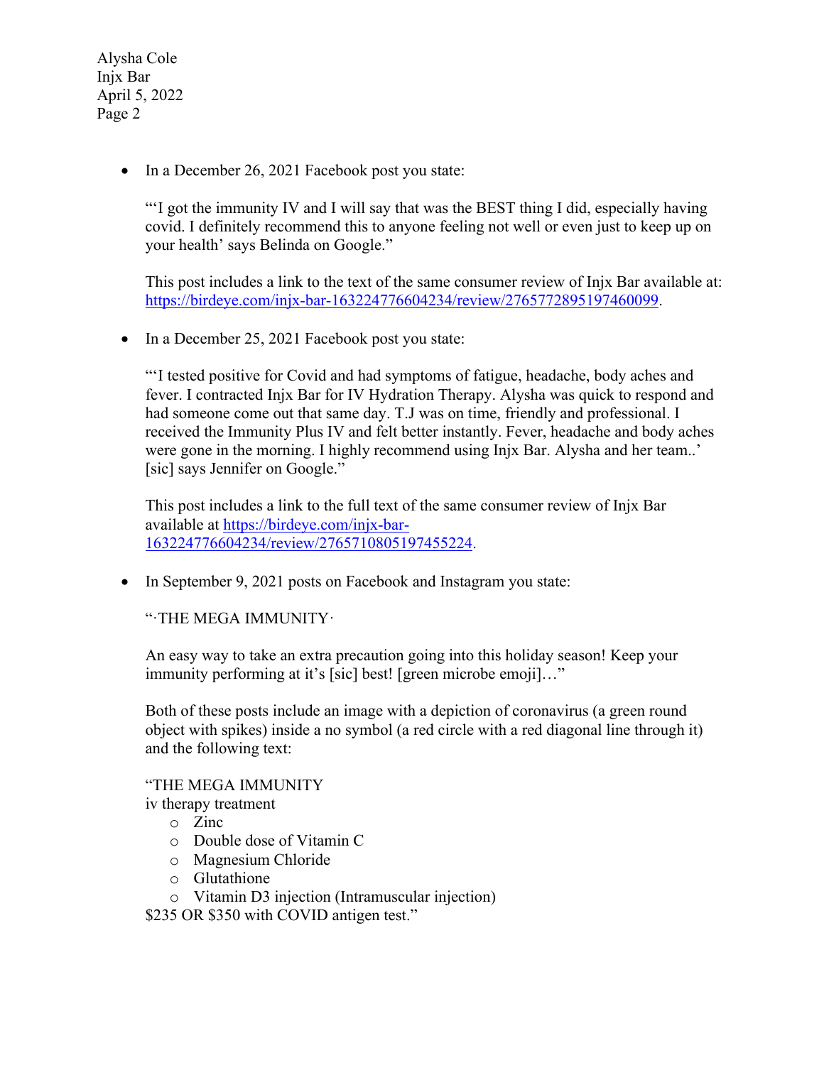- In a December 26, 2021 Facebook post you state:

  "'I got the immunity IV and I will say that was the BEST thing I did, especially having covid. I definitely recommend this to anyone feeling not well or even just to keep up on your health' says Belinda on Google."

  This post includes a link to the text of the same consumer review of Injx Bar available at: https://birdeye.com/injx-bar-163224776604234/review/2765772895197460099.

- In a December 25, 2021 Facebook post you state:

  "'I tested positive for Covid and had symptoms of fatigue, headache, body aches and fever. I contracted Injx Bar for IV Hydration Therapy. Alysha was quick to respond and had someone come out that same day. T.J was on time, friendly and professional. I received the Immunity Plus IV and felt better instantly. Fever, headache and body aches were gone in the morning. I highly recommend using Injx Bar. Alysha and her team..' [sic] says Jennifer on Google."

  This post includes a link to the full text of the same consumer review of Injx Bar available at https://birdeye.com/injx-bar-163224776604234/review/2765710805197455224.

- In September 9, 2021 posts on Facebook and Instagram you state:

  "·THE MEGA IMMUNITY·

  An easy way to take an extra precaution going into this holiday season! Keep your immunity performing at it's [sic] best! [green microbe emoji]…"

  Both of these posts include an image with a depiction of coronavirus (a green round object with spikes) inside a no symbol (a red circle with a red diagonal line through it) and the following text:

  "THE MEGA IMMUNITY
  iv therapy treatment
    - Zinc
    - Double dose of Vitamin C
    - Magnesium Chloride
    - Glutathione
    - Vitamin D3 injection (Intramuscular injection)

  $235 OR $350 with COVID antigen test."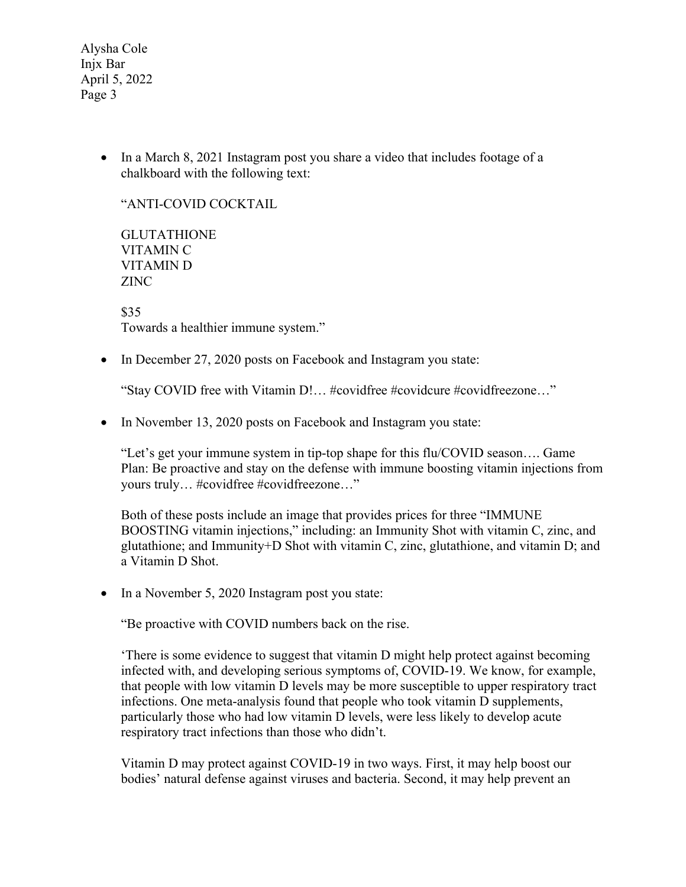- In a March 8, 2021 Instagram post you share a video that includes footage of a chalkboard with the following text:

  "ANTI-COVID COCKTAIL

  GLUTATHIONE
  VITAMIN C
  VITAMIN D
  ZINC

  $35
  Towards a healthier immune system."

- In December 27, 2020 posts on Facebook and Instagram you state:

  "Stay COVID free with Vitamin D!… #covidfree #covidcure #covidfreezone…"

- In November 13, 2020 posts on Facebook and Instagram you state:

  "Let's get your immune system in tip-top shape for this flu/COVID season…. Game Plan: Be proactive and stay on the defense with immune boosting vitamin injections from yours truly… #covidfree #covidfreezone…"

  Both of these posts include an image that provides prices for three "IMMUNE BOOSTING vitamin injections," including: an Immunity Shot with vitamin C, zinc, and glutathione; and Immunity+D Shot with vitamin C, zinc, glutathione, and vitamin D; and a Vitamin D Shot.

- In a November 5, 2020 Instagram post you state:

  "Be proactive with COVID numbers back on the rise.

  'There is some evidence to suggest that vitamin D might help protect against becoming infected with, and developing serious symptoms of, COVID-19. We know, for example, that people with low vitamin D levels may be more susceptible to upper respiratory tract infections. One meta-analysis found that people who took vitamin D supplements, particularly those who had low vitamin D levels, were less likely to develop acute respiratory tract infections than those who didn't.

  Vitamin D may protect against COVID-19 in two ways. First, it may help boost our bodies' natural defense against viruses and bacteria. Second, it may help prevent an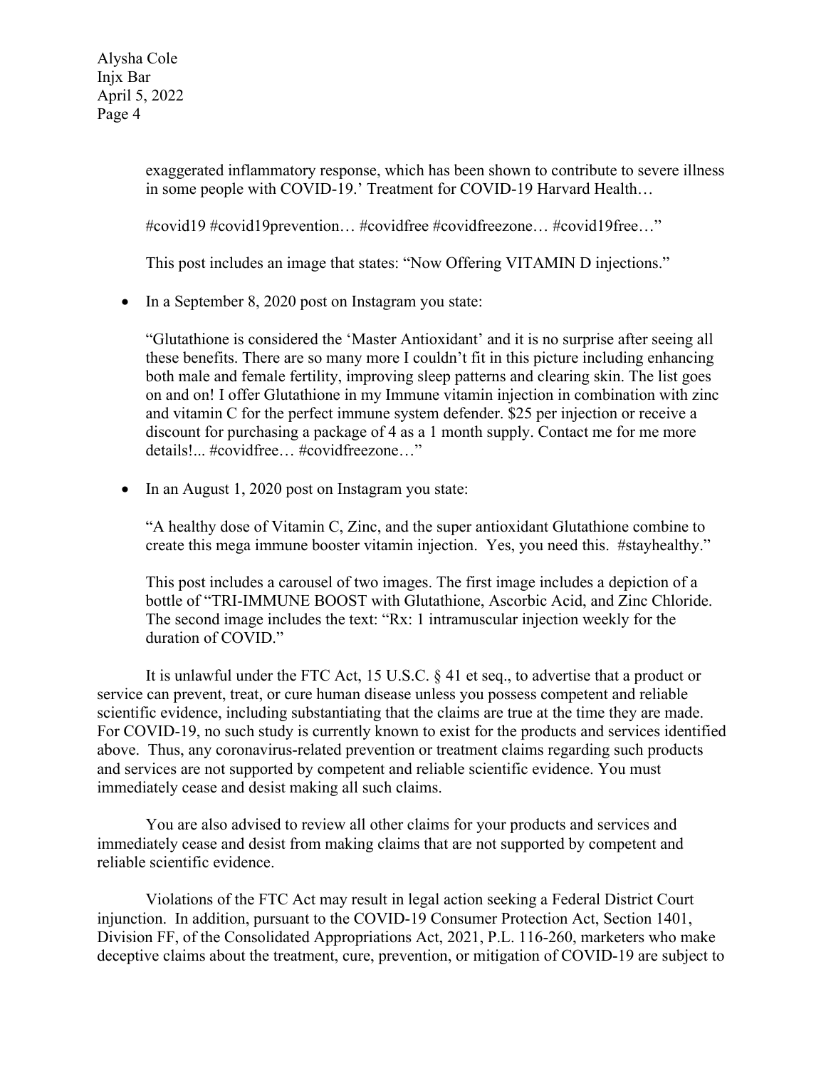exaggerated inflammatory response, which has been shown to contribute to severe illness in some people with COVID-19.' Treatment for COVID-19 Harvard Health…

#covid19 #covid19prevention… #covidfree #covidfreezone… #covid19free…"

This post includes an image that states: "Now Offering VITAMIN D injections."

- In a September 8, 2020 post on Instagram you state:

  "Glutathione is considered the 'Master Antioxidant' and it is no surprise after seeing all these benefits. There are so many more I couldn't fit in this picture including enhancing both male and female fertility, improving sleep patterns and clearing skin. The list goes on and on! I offer Glutathione in my Immune vitamin injection in combination with zinc and vitamin C for the perfect immune system defender. $25 per injection or receive a discount for purchasing a package of 4 as a 1 month supply. Contact me for me more details!... #covidfree… #covidfreezone…"

- In an August 1, 2020 post on Instagram you state:

  "A healthy dose of Vitamin C, Zinc, and the super antioxidant Glutathione combine to create this mega immune booster vitamin injection. Yes, you need this. #stayhealthy."

  This post includes a carousel of two images. The first image includes a depiction of a bottle of "TRI-IMMUNE BOOST with Glutathione, Ascorbic Acid, and Zinc Chloride. The second image includes the text: "Rx: 1 intramuscular injection weekly for the duration of COVID."

It is unlawful under the FTC Act, 15 U.S.C. § 41 et seq., to advertise that a product or service can prevent, treat, or cure human disease unless you possess competent and reliable scientific evidence, including substantiating that the claims are true at the time they are made. For COVID-19, no such study is currently known to exist for the products and services identified above. Thus, any coronavirus-related prevention or treatment claims regarding such products and services are not supported by competent and reliable scientific evidence. You must immediately cease and desist making all such claims.

You are also advised to review all other claims for your products and services and immediately cease and desist from making claims that are not supported by competent and reliable scientific evidence.

Violations of the FTC Act may result in legal action seeking a Federal District Court injunction. In addition, pursuant to the COVID-19 Consumer Protection Act, Section 1401, Division FF, of the Consolidated Appropriations Act, 2021, P.L. 116-260, marketers who make deceptive claims about the treatment, cure, prevention, or mitigation of COVID-19 are subject to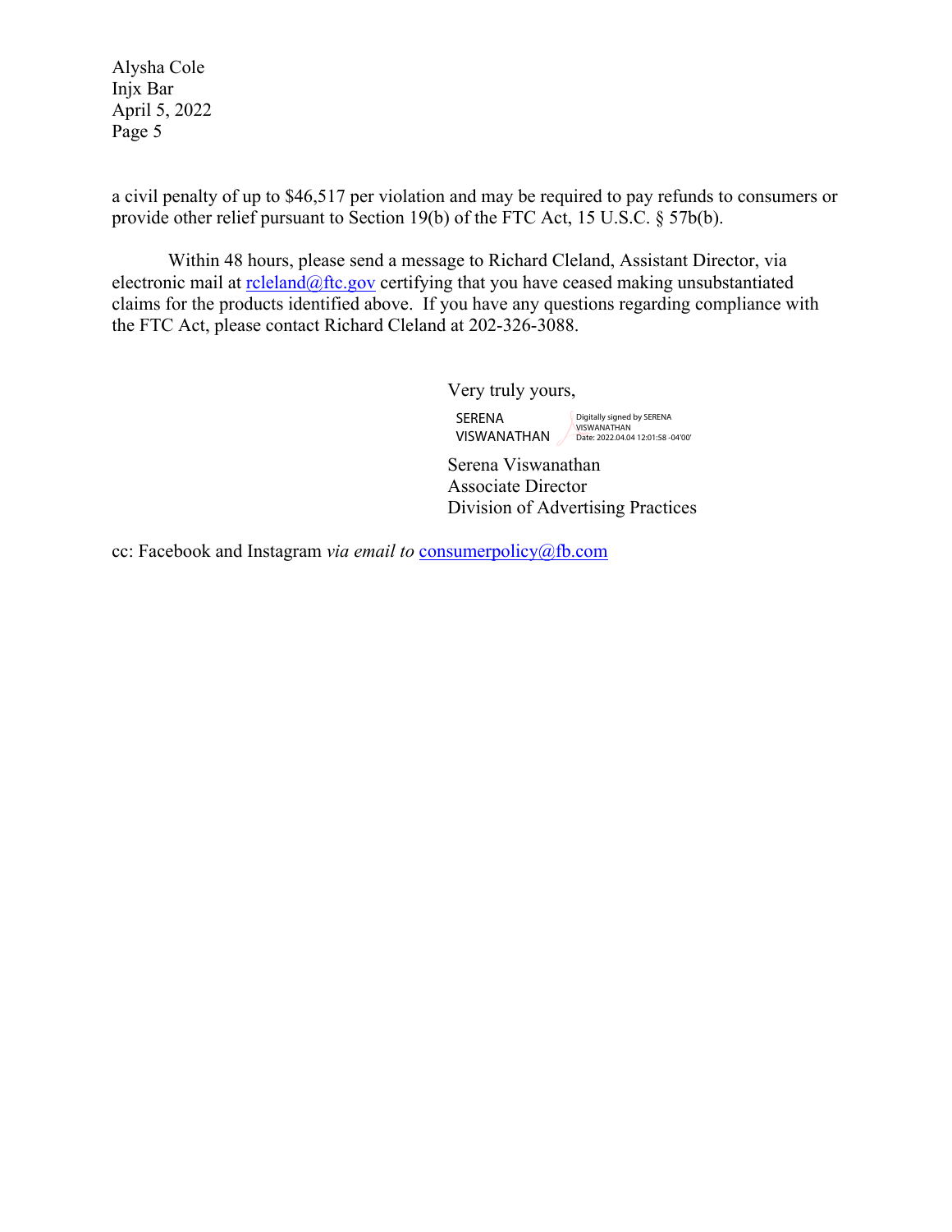a civil penalty of up to $46,517 per violation and may be required to pay refunds to consumers or provide other relief pursuant to Section 19(b) of the FTC Act, 15 U.S.C. § 57b(b).

Within 48 hours, please send a message to Richard Cleland, Assistant Director, via electronic mail at rcleland@ftc.gov certifying that you have ceased making unsubstantiated claims for the products identified above. If you have any questions regarding compliance with the FTC Act, please contact Richard Cleland at 202-326-3088.

Very truly yours,

SERENA VISWANATHAN — Digitally signed by SERENA VISWANATHAN Date: 2022.04.04 12:01:58 -04'00'

Serena Viswanathan
Associate Director
Division of Advertising Practices

cc: Facebook and Instagram *via email to* consumerpolicy@fb.com